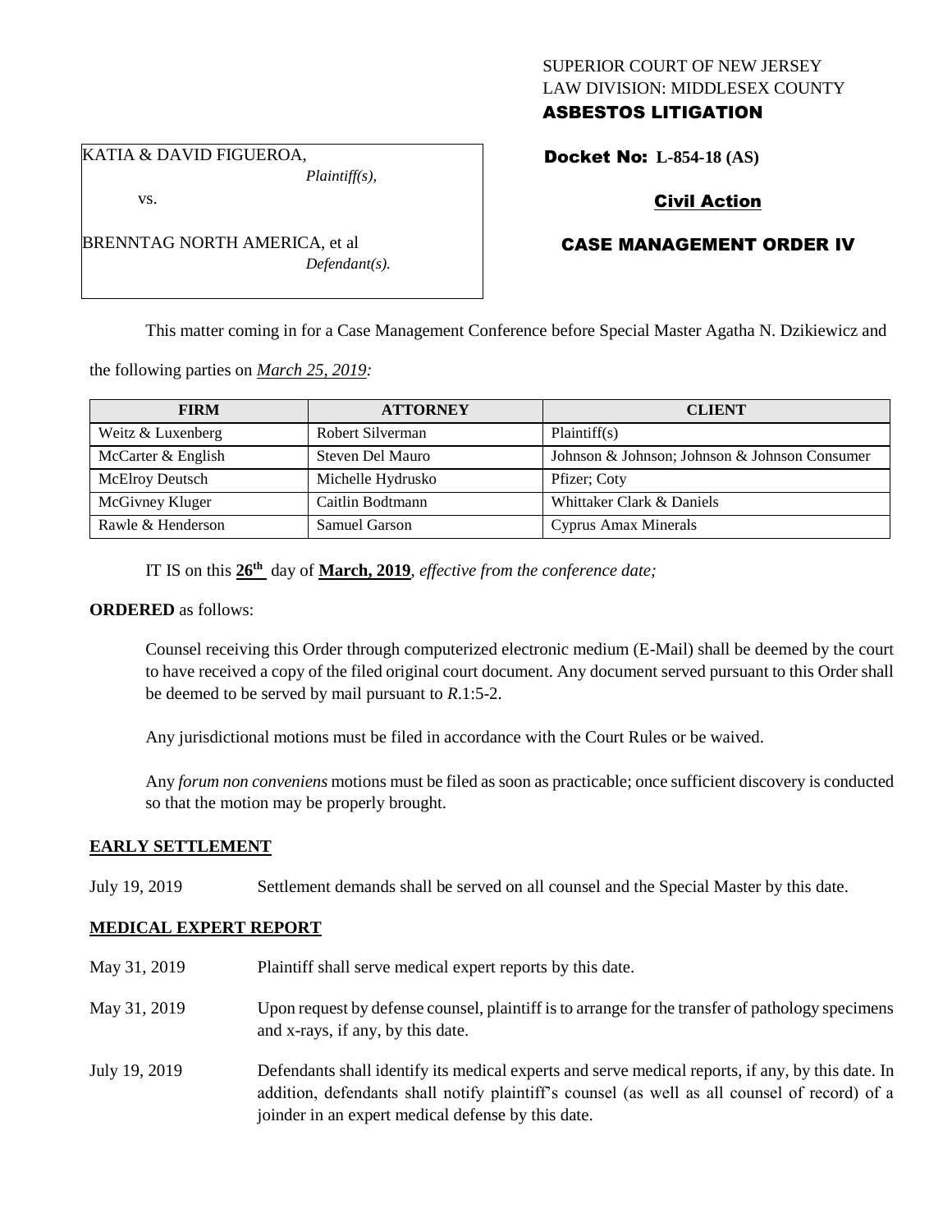SUPERIOR COURT OF NEW JERSEY
LAW DIVISION: MIDDLESEX COUNTY
**ASBESTOS LITIGATION**

KATIA & DAVID FIGUEROA,
*Plaintiff(s),*

vs.

BRENNTAG NORTH AMERICA, et al
*Defendant(s).*

**Docket No: L-854-18 (AS)**

**Civil Action**

**CASE MANAGEMENT ORDER IV**

This matter coming in for a Case Management Conference before Special Master Agatha N. Dzikiewicz and the following parties on *March 25, 2019:*

| FIRM | ATTORNEY | CLIENT |
| --- | --- | --- |
| Weitz & Luxenberg | Robert Silverman | Plaintiff(s) |
| McCarter & English | Steven Del Mauro | Johnson & Johnson; Johnson & Johnson Consumer |
| McElroy Deutsch | Michelle Hydrusko | Pfizer; Coty |
| McGivney Kluger | Caitlin Bodtmann | Whittaker Clark & Daniels |
| Rawle & Henderson | Samuel Garson | Cyprus Amax Minerals |

IT IS on this **26th** day of **March, 2019**, *effective from the conference date;*

**ORDERED** as follows:

Counsel receiving this Order through computerized electronic medium (E-Mail) shall be deemed by the court to have received a copy of the filed original court document. Any document served pursuant to this Order shall be deemed to be served by mail pursuant to *R*.1:5-2.

Any jurisdictional motions must be filed in accordance with the Court Rules or be waived.

Any *forum non conveniens* motions must be filed as soon as practicable; once sufficient discovery is conducted so that the motion may be properly brought.

**EARLY SETTLEMENT**

July 19, 2019 Settlement demands shall be served on all counsel and the Special Master by this date.

**MEDICAL EXPERT REPORT**

May 31, 2019 Plaintiff shall serve medical expert reports by this date.

May 31, 2019 Upon request by defense counsel, plaintiff is to arrange for the transfer of pathology specimens and x-rays, if any, by this date.

July 19, 2019 Defendants shall identify its medical experts and serve medical reports, if any, by this date. In addition, defendants shall notify plaintiff's counsel (as well as all counsel of record) of a joinder in an expert medical defense by this date.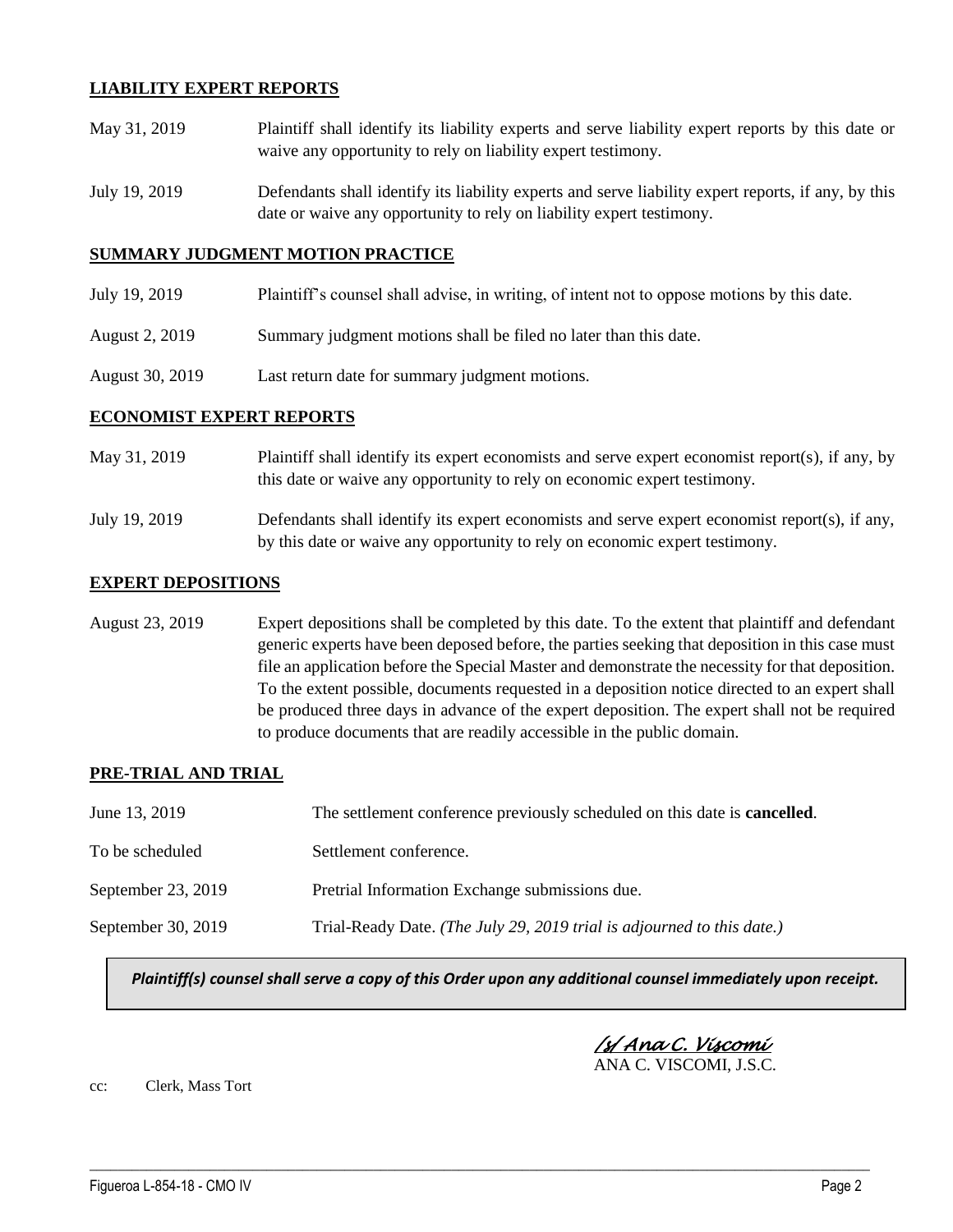## LIABILITY EXPERT REPORTS

| | |
|---|---|
| May 31, 2019 | Plaintiff shall identify its liability experts and serve liability expert reports by this date or waive any opportunity to rely on liability expert testimony. |
| July 19, 2019 | Defendants shall identify its liability experts and serve liability expert reports, if any, by this date or waive any opportunity to rely on liability expert testimony. |

## SUMMARY JUDGMENT MOTION PRACTICE

| | |
|---|---|
| July 19, 2019 | Plaintiff's counsel shall advise, in writing, of intent not to oppose motions by this date. |
| August 2, 2019 | Summary judgment motions shall be filed no later than this date. |
| August 30, 2019 | Last return date for summary judgment motions. |

## ECONOMIST EXPERT REPORTS

| | |
|---|---|
| May 31, 2019 | Plaintiff shall identify its expert economists and serve expert economist report(s), if any, by this date or waive any opportunity to rely on economic expert testimony. |
| July 19, 2019 | Defendants shall identify its expert economists and serve expert economist report(s), if any, by this date or waive any opportunity to rely on economic expert testimony. |

## EXPERT DEPOSITIONS

| | |
|---|---|
| August 23, 2019 | Expert depositions shall be completed by this date. To the extent that plaintiff and defendant generic experts have been deposed before, the parties seeking that deposition in this case must file an application before the Special Master and demonstrate the necessity for that deposition. To the extent possible, documents requested in a deposition notice directed to an expert shall be produced three days in advance of the expert deposition. The expert shall not be required to produce documents that are readily accessible in the public domain. |

## PRE-TRIAL AND TRIAL

| | |
|---|---|
| June 13, 2019 | The settlement conference previously scheduled on this date is **cancelled**. |
| To be scheduled | Settlement conference. |
| September 23, 2019 | Pretrial Information Exchange submissions due. |
| September 30, 2019 | Trial-Ready Date. *(The July 29, 2019 trial is adjourned to this date.)* |

***Plaintiff(s) counsel shall serve a copy of this Order upon any additional counsel immediately upon receipt.***

*/s/ Ana C. Viscomi*
ANA C. VISCOMI, J.S.C.

cc: Clerk, Mass Tort